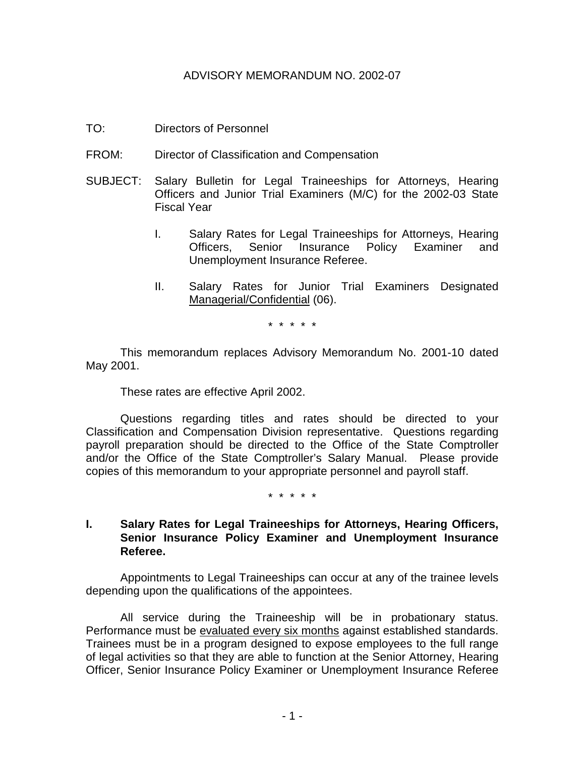# ADVISORY MEMORANDUM NO. 2002-07

TO: Directors of Personnel

FROM: Director of Classification and Compensation

SUBJECT: Salary Bulletin for Legal Traineeships for Attorneys, Hearing Officers and Junior Trial Examiners (M/C) for the 2002-03 State Fiscal Year

I. Salary Rates for Legal Traineeships for Attorneys, Hearing Officers, Senior Insurance Policy Examiner and Unemployment Insurance Referee.

II. Salary Rates for Junior Trial Examiners Designated Managerial/Confidential (06).

\* \* \* \* \*

This memorandum replaces Advisory Memorandum No. 2001-10 dated May 2001.

These rates are effective April 2002.

Questions regarding titles and rates should be directed to your Classification and Compensation Division representative. Questions regarding payroll preparation should be directed to the Office of the State Comptroller and/or the Office of the State Comptroller's Salary Manual. Please provide copies of this memorandum to your appropriate personnel and payroll staff.

\* \* \* \* \*

## I. Salary Rates for Legal Traineeships for Attorneys, Hearing Officers, Senior Insurance Policy Examiner and Unemployment Insurance Referee.

Appointments to Legal Traineeships can occur at any of the trainee levels depending upon the qualifications of the appointees.

All service during the Traineeship will be in probationary status. Performance must be evaluated every six months against established standards. Trainees must be in a program designed to expose employees to the full range of legal activities so that they are able to function at the Senior Attorney, Hearing Officer, Senior Insurance Policy Examiner or Unemployment Insurance Referee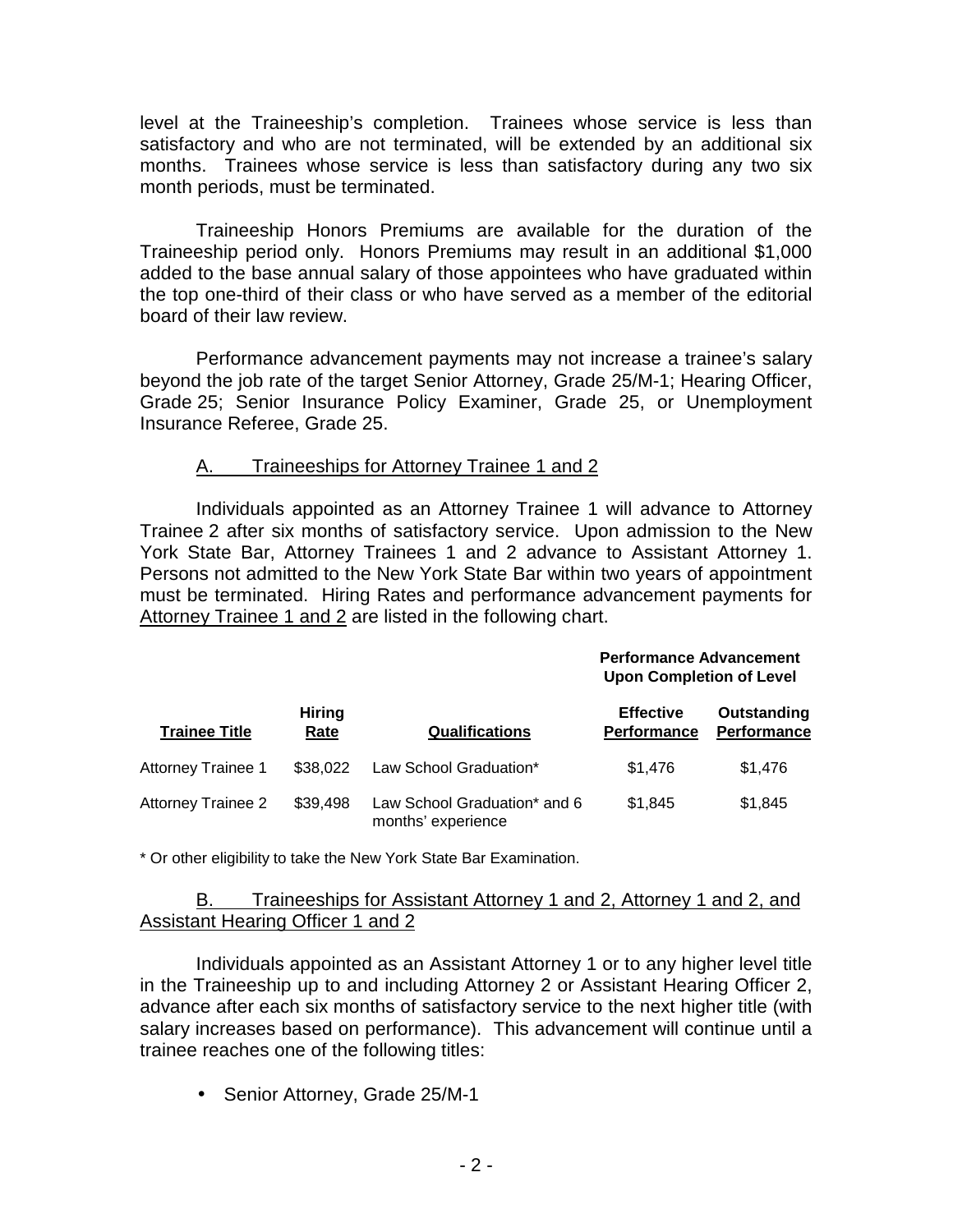level at the Traineeship's completion. Trainees whose service is less than satisfactory and who are not terminated, will be extended by an additional six months. Trainees whose service is less than satisfactory during any two six month periods, must be terminated.

Traineeship Honors Premiums are available for the duration of the Traineeship period only. Honors Premiums may result in an additional $1,000 added to the base annual salary of those appointees who have graduated within the top one-third of their class or who have served as a member of the editorial board of their law review.

Performance advancement payments may not increase a trainee's salary beyond the job rate of the target Senior Attorney, Grade 25/M-1; Hearing Officer, Grade 25; Senior Insurance Policy Examiner, Grade 25, or Unemployment Insurance Referee, Grade 25.

A. Traineeships for Attorney Trainee 1 and 2

Individuals appointed as an Attorney Trainee 1 will advance to Attorney Trainee 2 after six months of satisfactory service. Upon admission to the New York State Bar, Attorney Trainees 1 and 2 advance to Assistant Attorney 1. Persons not admitted to the New York State Bar within two years of appointment must be terminated. Hiring Rates and performance advancement payments for Attorney Trainee 1 and 2 are listed in the following chart.

| | | | **Performance Advancement Upon Completion of Level** | |
|---|---|---|---|---|
| **Trainee Title** | **Hiring Rate** | **Qualifications** | **Effective Performance** | **Outstanding Performance** |
| Attorney Trainee 1 | $38,022 | Law School Graduation* | $1,476 | $1,476 |
| Attorney Trainee 2 | $39,498 | Law School Graduation* and 6 months' experience | $1,845 | $1,845 |

\* Or other eligibility to take the New York State Bar Examination.

B. Traineeships for Assistant Attorney 1 and 2, Attorney 1 and 2, and Assistant Hearing Officer 1 and 2

Individuals appointed as an Assistant Attorney 1 or to any higher level title in the Traineeship up to and including Attorney 2 or Assistant Hearing Officer 2, advance after each six months of satisfactory service to the next higher title (with salary increases based on performance). This advancement will continue until a trainee reaches one of the following titles:

- Senior Attorney, Grade 25/M-1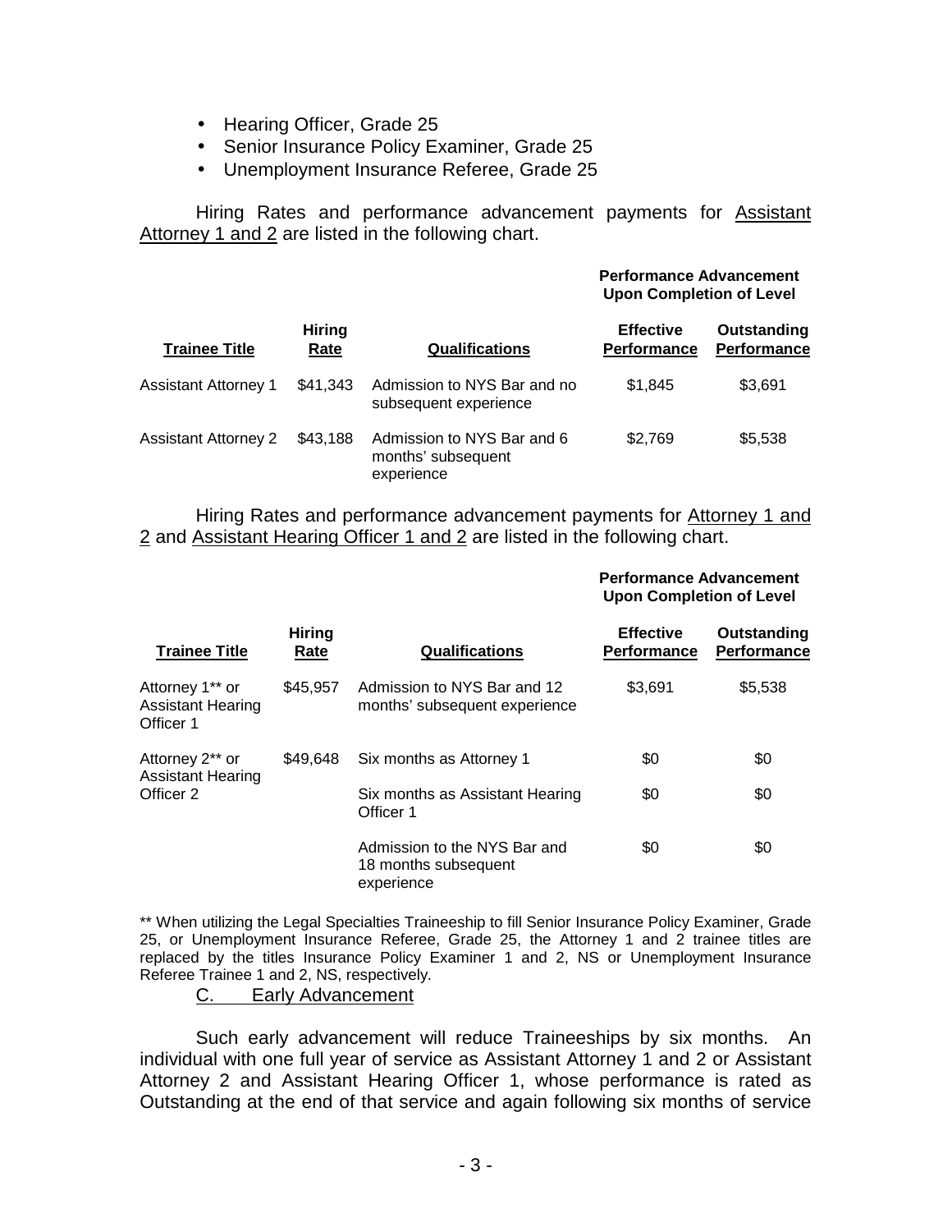- Hearing Officer, Grade 25
- Senior Insurance Policy Examiner, Grade 25
- Unemployment Insurance Referee, Grade 25

Hiring Rates and performance advancement payments for Assistant Attorney 1 and 2 are listed in the following chart.

| Trainee Title | Hiring Rate | Qualifications | Performance Advancement Upon Completion of Level | |
|---|---|---|---|---|
| | | | **Effective Performance** | **Outstanding Performance** |
| Assistant Attorney 1 | $41,343 | Admission to NYS Bar and no subsequent experience | $1,845 | $3,691 |
| Assistant Attorney 2 | $43,188 | Admission to NYS Bar and 6 months' subsequent experience | $2,769 | $5,538 |

Hiring Rates and performance advancement payments for Attorney 1 and 2 and Assistant Hearing Officer 1 and 2 are listed in the following chart.

| Trainee Title | Hiring Rate | Qualifications | Performance Advancement Upon Completion of Level | |
|---|---|---|---|---|
| | | | **Effective Performance** | **Outstanding Performance** |
| Attorney 1** or Assistant Hearing Officer 1 | $45,957 | Admission to NYS Bar and 12 months' subsequent experience | $3,691 | $5,538 |
| Attorney 2** or Assistant Hearing Officer 2 | $49,648 | Six months as Attorney 1 | $0 | $0 |
| | | Six months as Assistant Hearing Officer 1 | $0 | $0 |
| | | Admission to the NYS Bar and 18 months subsequent experience | $0 | $0 |

** When utilizing the Legal Specialties Traineeship to fill Senior Insurance Policy Examiner, Grade 25, or Unemployment Insurance Referee, Grade 25, the Attorney 1 and 2 trainee titles are replaced by the titles Insurance Policy Examiner 1 and 2, NS or Unemployment Insurance Referee Trainee 1 and 2, NS, respectively.

C. Early Advancement

Such early advancement will reduce Traineeships by six months. An individual with one full year of service as Assistant Attorney 1 and 2 or Assistant Attorney 2 and Assistant Hearing Officer 1, whose performance is rated as Outstanding at the end of that service and again following six months of service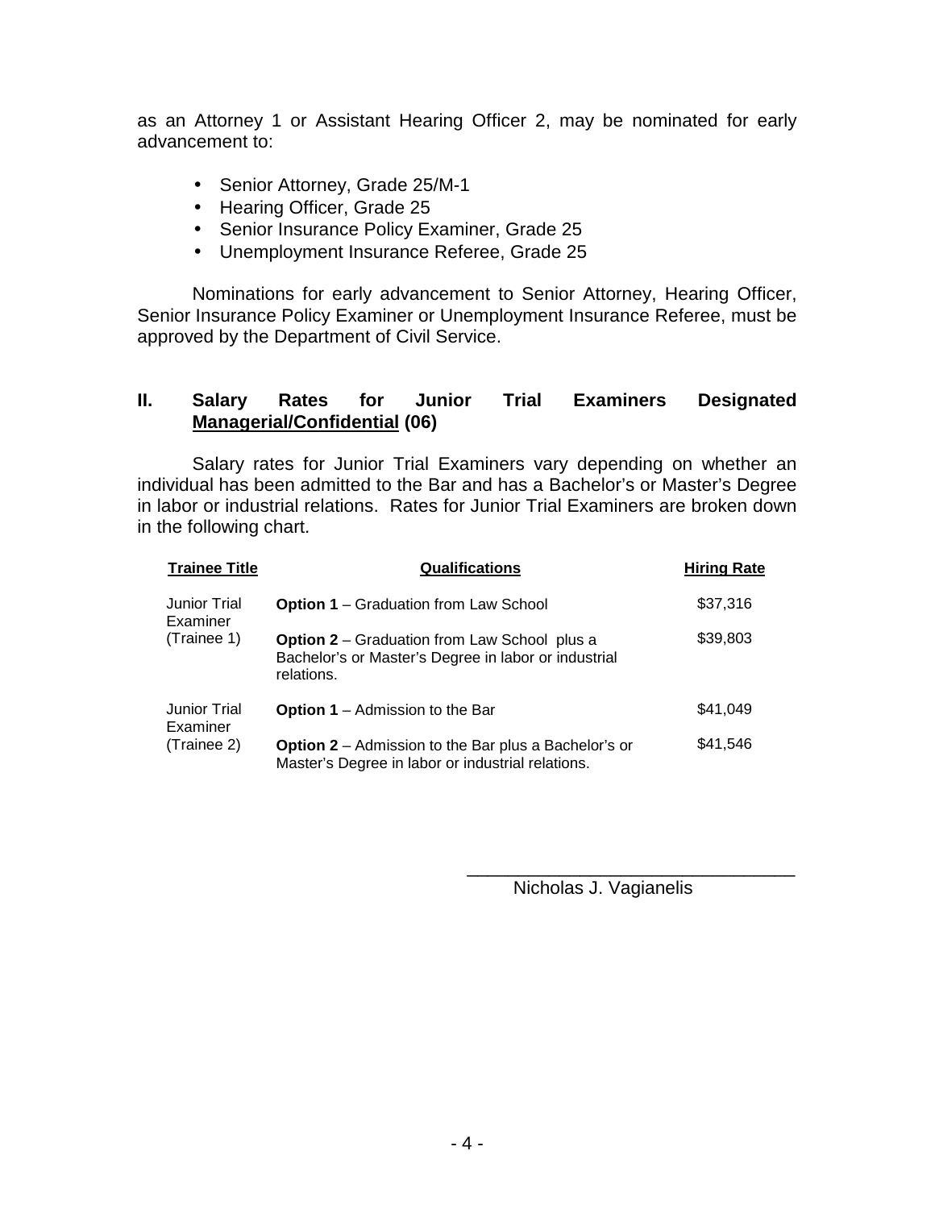as an Attorney 1 or Assistant Hearing Officer 2, may be nominated for early advancement to:

- Senior Attorney, Grade 25/M-1
- Hearing Officer, Grade 25
- Senior Insurance Policy Examiner, Grade 25
- Unemployment Insurance Referee, Grade 25

Nominations for early advancement to Senior Attorney, Hearing Officer, Senior Insurance Policy Examiner or Unemployment Insurance Referee, must be approved by the Department of Civil Service.

## II. Salary Rates for Junior Trial Examiners Designated Managerial/Confidential (06)

Salary rates for Junior Trial Examiners vary depending on whether an individual has been admitted to the Bar and has a Bachelor's or Master's Degree in labor or industrial relations. Rates for Junior Trial Examiners are broken down in the following chart.

| Trainee Title | Qualifications | Hiring Rate |
|---|---|---|
| Junior Trial Examiner (Trainee 1) | **Option 1** – Graduation from Law School | $37,316 |
| | **Option 2** – Graduation from Law School plus a Bachelor's or Master's Degree in labor or industrial relations. | $39,803 |
| Junior Trial Examiner (Trainee 2) | **Option 1** – Admission to the Bar | $41,049 |
| | **Option 2** – Admission to the Bar plus a Bachelor's or Master's Degree in labor or industrial relations. | $41,546 |

\_\_\_\_\_\_\_\_\_\_\_\_\_\_\_\_\_\_\_\_\_\_\_\_\_\_\_\_\_\_\_\_

Nicholas J. Vagianelis